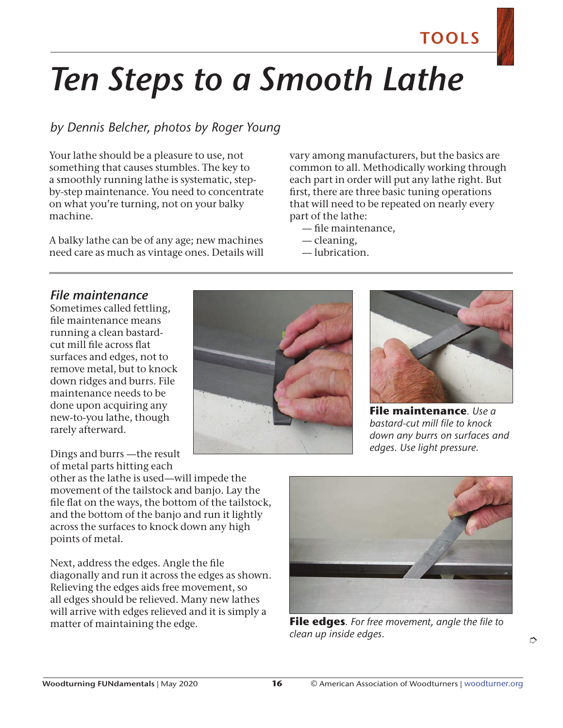TOOLS

# Ten Steps to a Smooth Lathe

*by Dennis Belcher, photos by Roger Young*

Your lathe should be a pleasure to use, not something that causes stumbles. The key to a smoothly running lathe is systematic, step-by-step maintenance. You need to concentrate on what you're turning, not on your balky machine.

A balky lathe can be of any age; new machines need care as much as vintage ones. Details will vary among manufacturers, but the basics are common to all. Methodically working through each part in order will put any lathe right. But first, there are three basic tuning operations that will need to be repeated on nearly every part of the lathe:

— file maintenance,
— cleaning,
— lubrication.

## File maintenance

Sometimes called fettling, file maintenance means running a clean bastard-cut mill file across flat surfaces and edges, not to remove metal, but to knock down ridges and burrs. File maintenance needs to be done upon acquiring any new-to-you lathe, though rarely afterward.

Dings and burrs —the result of metal parts hitting each other as the lathe is used—will impede the movement of the tailstock and banjo. Lay the file flat on the ways, the bottom of the tailstock, and the bottom of the banjo and run it lightly across the surfaces to knock down any high points of metal.

Next, address the edges. Angle the file diagonally and run it across the edges as shown. Relieving the edges aids free movement, so all edges should be relieved. Many new lathes will arrive with edges relieved and it is simply a matter of maintaining the edge.

**File maintenance**. *Use a bastard-cut mill file to knock down any burrs on surfaces and edges. Use light pressure.*

**File edges**. *For free movement, angle the file to clean up inside edges.*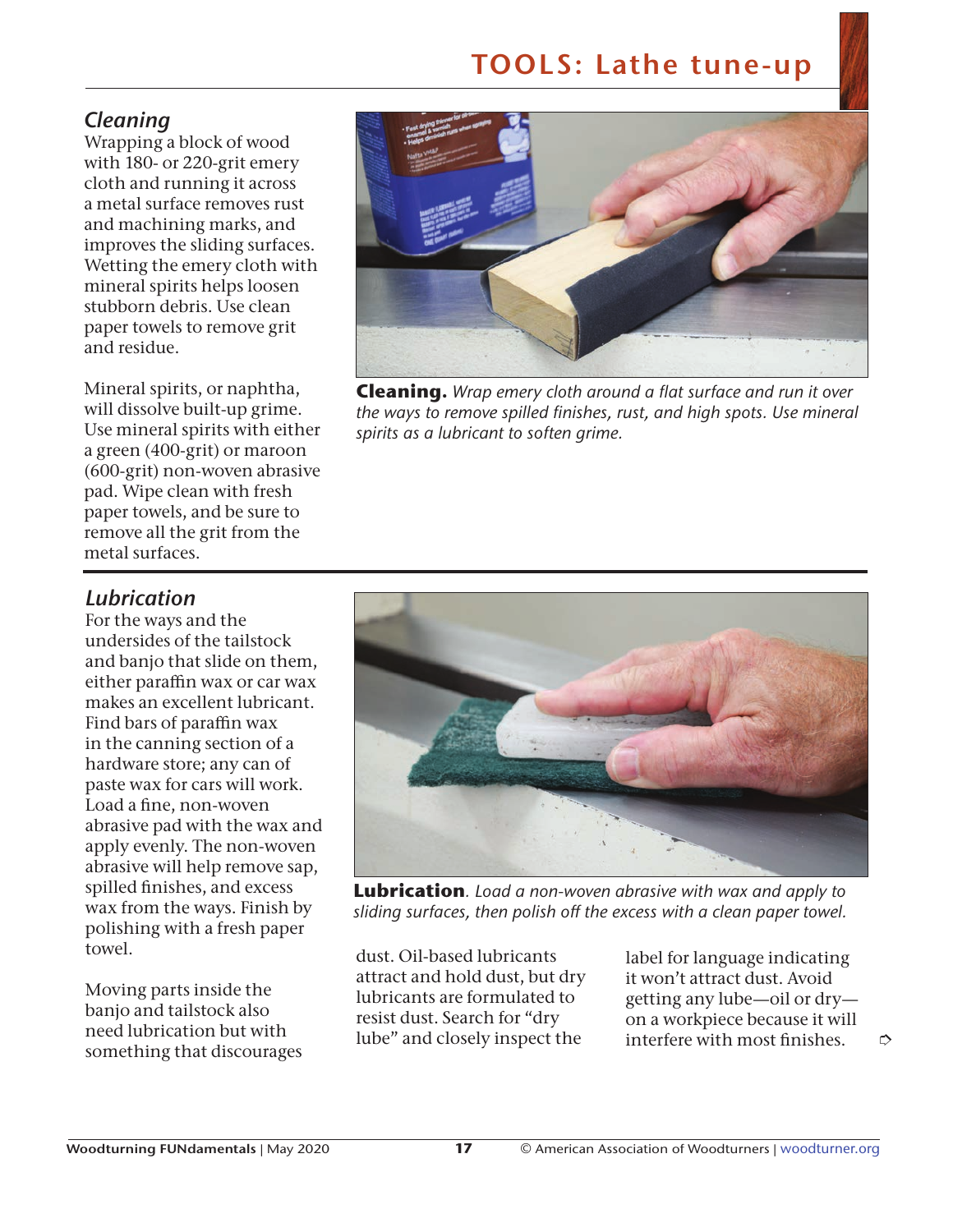# TOOLS: Lathe tune-up

## Cleaning

Wrapping a block of wood with 180- or 220-grit emery cloth and running it across a metal surface removes rust and machining marks, and improves the sliding surfaces. Wetting the emery cloth with mineral spirits helps loosen stubborn debris. Use clean paper towels to remove grit and residue.

Mineral spirits, or naphtha, will dissolve built-up grime. Use mineral spirits with either a green (400-grit) or maroon (600-grit) non-woven abrasive pad. Wipe clean with fresh paper towels, and be sure to remove all the grit from the metal surfaces.

**Cleaning.** *Wrap emery cloth around a flat surface and run it over the ways to remove spilled finishes, rust, and high spots. Use mineral spirits as a lubricant to soften grime.*

## Lubrication

For the ways and the undersides of the tailstock and banjo that slide on them, either paraffin wax or car wax makes an excellent lubricant. Find bars of paraffin wax in the canning section of a hardware store; any can of paste wax for cars will work. Load a fine, non-woven abrasive pad with the wax and apply evenly. The non-woven abrasive will help remove sap, spilled finishes, and excess wax from the ways. Finish by polishing with a fresh paper towel.

Moving parts inside the banjo and tailstock also need lubrication but with something that discourages dust. Oil-based lubricants attract and hold dust, but dry lubricants are formulated to resist dust. Search for "dry lube" and closely inspect the label for language indicating it won't attract dust. Avoid getting any lube—oil or dry—on a workpiece because it will interfere with most finishes.

**Lubrication**. *Load a non-woven abrasive with wax and apply to sliding surfaces, then polish off the excess with a clean paper towel.*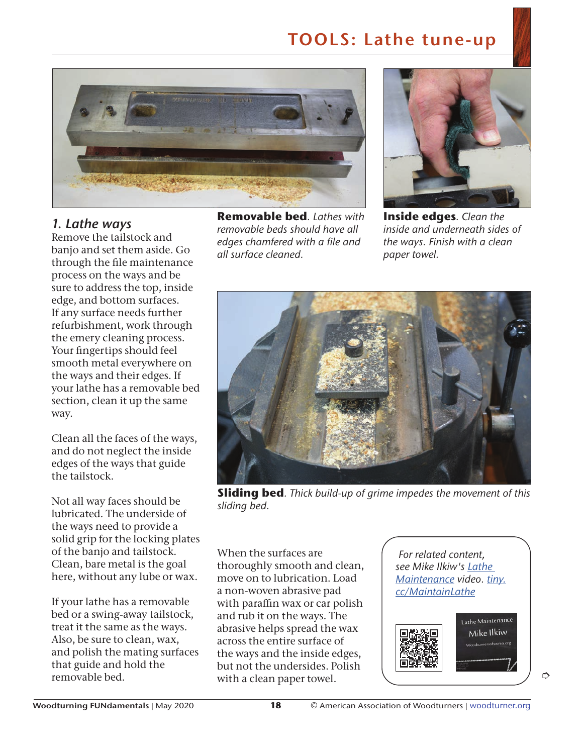## 1. Lathe ways

Remove the tailstock and banjo and set them aside. Go through the file maintenance process on the ways and be sure to address the top, inside edge, and bottom surfaces. If any surface needs further refurbishment, work through the emery cleaning process. Your fingertips should feel smooth metal everywhere on the ways and their edges. If your lathe has a removable bed section, clean it up the same way.

Clean all the faces of the ways, and do not neglect the inside edges of the ways that guide the tailstock.

Not all way faces should be lubricated. The underside of the ways need to provide a solid grip for the locking plates of the banjo and tailstock. Clean, bare metal is the goal here, without any lube or wax.

If your lathe has a removable bed or a swing-away tailstock, treat it the same as the ways. Also, be sure to clean, wax, and polish the mating surfaces that guide and hold the removable bed.

**Removable bed**. *Lathes with removable beds should have all edges chamfered with a file and all surface cleaned.*

**Inside edges**. *Clean the inside and underneath sides of the ways. Finish with a clean paper towel.*

**Sliding bed**. *Thick build-up of grime impedes the movement of this sliding bed.*

When the surfaces are thoroughly smooth and clean, move on to lubrication. Load a non-woven abrasive pad with paraffin wax or car polish and rub it on the ways. The abrasive helps spread the wax across the entire surface of the ways and the inside edges, but not the undersides. Polish with a clean paper towel.

*For related content, see Mike Ilkiw's [Lathe Maintenance](tiny.cc/MaintainLathe) video. [tiny.cc/MaintainLathe](tiny.cc/MaintainLathe)*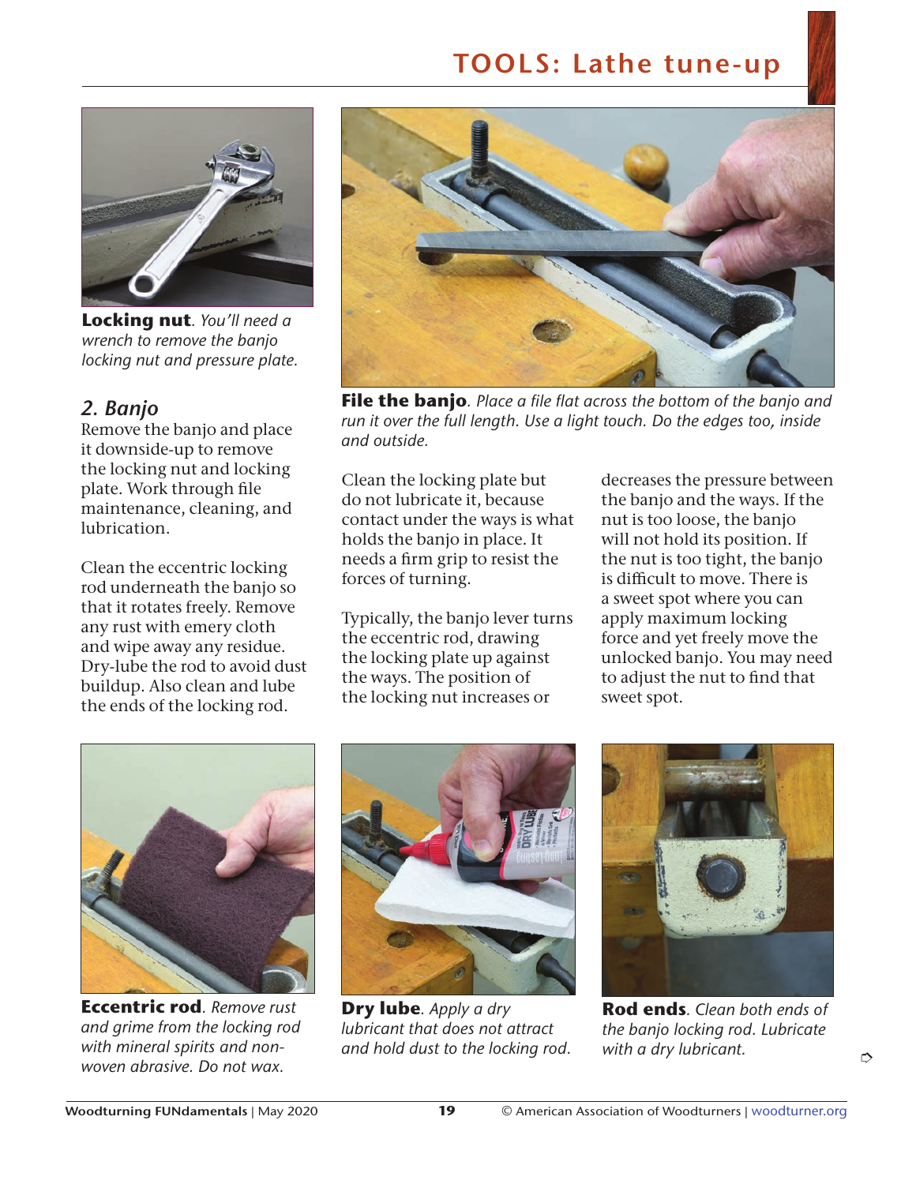**Locking nut**. *You'll need a wrench to remove the banjo locking nut and pressure plate.*

**File the banjo**. *Place a file flat across the bottom of the banjo and run it over the full length. Use a light touch. Do the edges too, inside and outside.*

## *2. Banjo*

Remove the banjo and place it downside-up to remove the locking nut and locking plate. Work through file maintenance, cleaning, and lubrication.

Clean the eccentric locking rod underneath the banjo so that it rotates freely. Remove any rust with emery cloth and wipe away any residue. Dry-lube the rod to avoid dust buildup. Also clean and lube the ends of the locking rod.

Clean the locking plate but do not lubricate it, because contact under the ways is what holds the banjo in place. It needs a firm grip to resist the forces of turning.

Typically, the banjo lever turns the eccentric rod, drawing the locking plate up against the ways. The position of the locking nut increases or decreases the pressure between the banjo and the ways. If the nut is too loose, the banjo will not hold its position. If the nut is too tight, the banjo is difficult to move. There is a sweet spot where you can apply maximum locking force and yet freely move the unlocked banjo. You may need to adjust the nut to find that sweet spot.

**Eccentric rod**. *Remove rust and grime from the locking rod with mineral spirits and non-woven abrasive. Do not wax.*

**Dry lube**. *Apply a dry lubricant that does not attract and hold dust to the locking rod.*

**Rod ends**. *Clean both ends of the banjo locking rod. Lubricate with a dry lubricant.*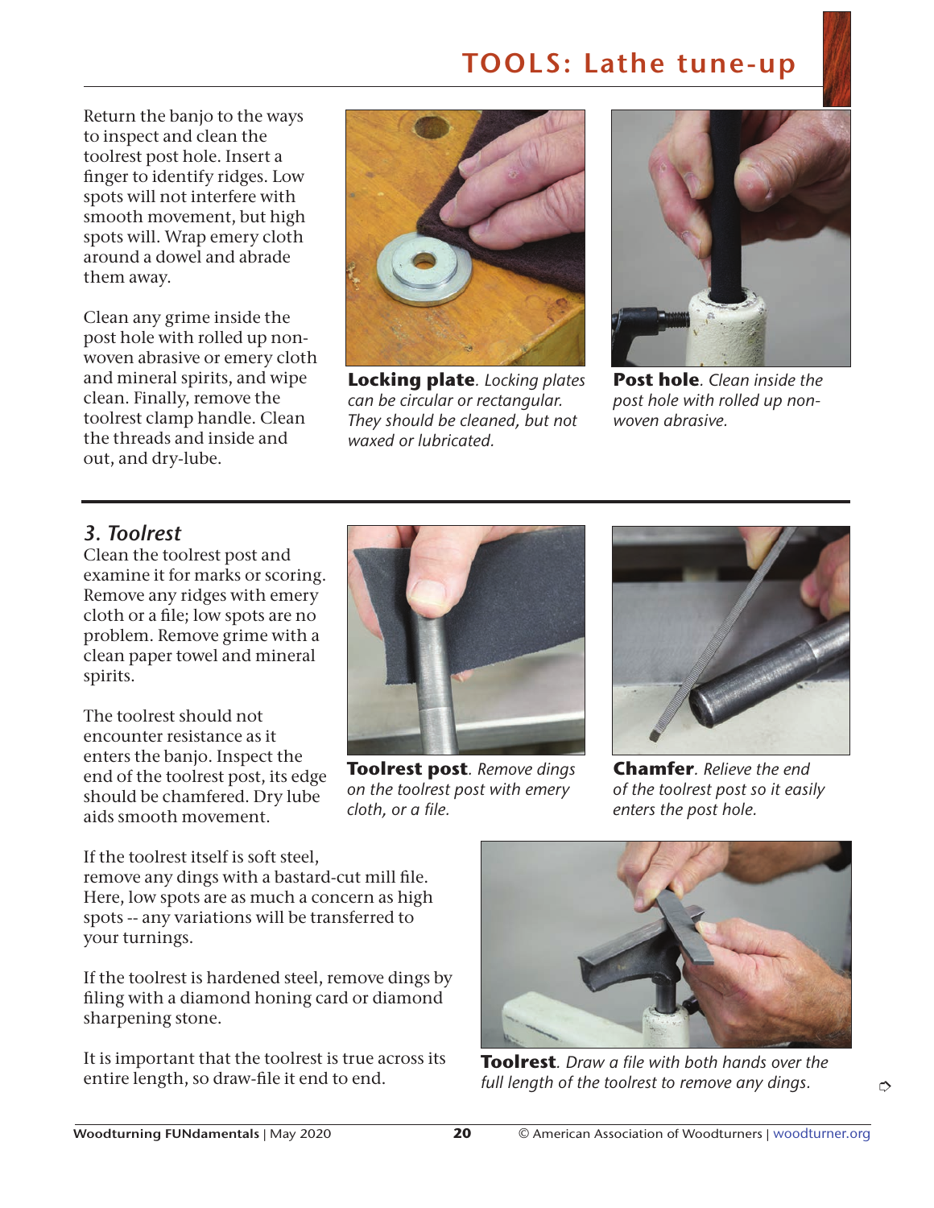Return the banjo to the ways to inspect and clean the toolrest post hole. Insert a finger to identify ridges. Low spots will not interfere with smooth movement, but high spots will. Wrap emery cloth around a dowel and abrade them away.

Clean any grime inside the post hole with rolled up non-woven abrasive or emery cloth and mineral spirits, and wipe clean. Finally, remove the toolrest clamp handle. Clean the threads and inside and out, and dry-lube.

**Locking plate**. *Locking plates can be circular or rectangular. They should be cleaned, but not waxed or lubricated.*

**Post hole**. *Clean inside the post hole with rolled up non-woven abrasive.*

### *3. Toolrest*

Clean the toolrest post and examine it for marks or scoring. Remove any ridges with emery cloth or a file; low spots are no problem. Remove grime with a clean paper towel and mineral spirits.

The toolrest should not encounter resistance as it enters the banjo. Inspect the end of the toolrest post, its edge should be chamfered. Dry lube aids smooth movement.

**Toolrest post**. *Remove dings on the toolrest post with emery cloth, or a file.*

**Chamfer**. *Relieve the end of the toolrest post so it easily enters the post hole.*

If the toolrest itself is soft steel, remove any dings with a bastard-cut mill file. Here, low spots are as much a concern as high spots -- any variations will be transferred to your turnings.

If the toolrest is hardened steel, remove dings by filing with a diamond honing card or diamond sharpening stone.

It is important that the toolrest is true across its entire length, so draw-file it end to end.

**Toolrest**. *Draw a file with both hands over the full length of the toolrest to remove any dings.*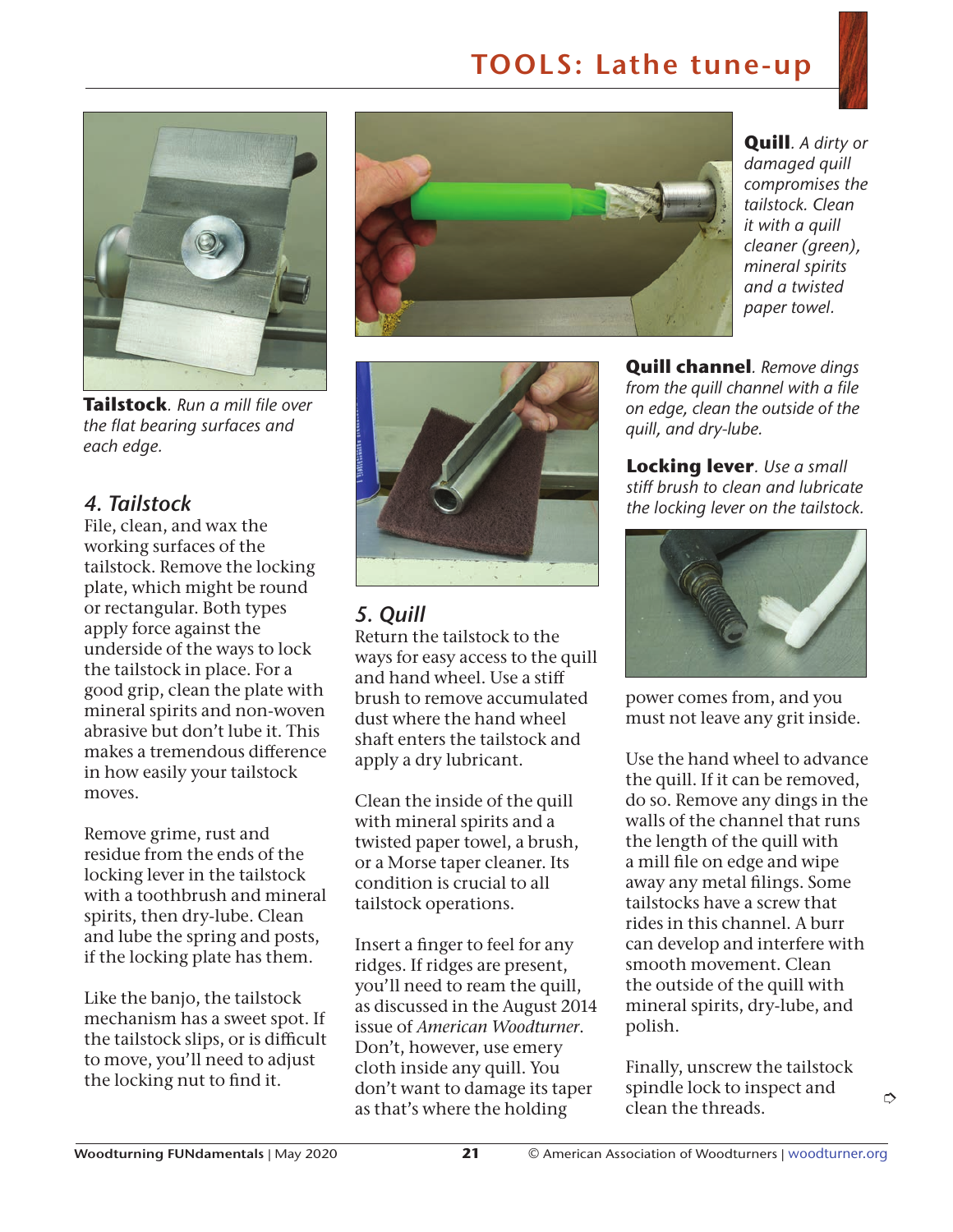**Tailstock**. *Run a mill file over the flat bearing surfaces and each edge.*

**Quill**. *A dirty or damaged quill compromises the tailstock. Clean it with a quill cleaner (green), mineral spirits and a twisted paper towel.*

**Quill channel**. *Remove dings from the quill channel with a file on edge, clean the outside of the quill, and dry-lube.*

**Locking lever**. *Use a small stiff brush to clean and lubricate the locking lever on the tailstock.*

## *4. Tailstock*

File, clean, and wax the working surfaces of the tailstock. Remove the locking plate, which might be round or rectangular. Both types apply force against the underside of the ways to lock the tailstock in place. For a good grip, clean the plate with mineral spirits and non-woven abrasive but don't lube it. This makes a tremendous difference in how easily your tailstock moves.

Remove grime, rust and residue from the ends of the locking lever in the tailstock with a toothbrush and mineral spirits, then dry-lube. Clean and lube the spring and posts, if the locking plate has them.

Like the banjo, the tailstock mechanism has a sweet spot. If the tailstock slips, or is difficult to move, you'll need to adjust the locking nut to find it.

## *5. Quill*

Return the tailstock to the ways for easy access to the quill and hand wheel. Use a stiff brush to remove accumulated dust where the hand wheel shaft enters the tailstock and apply a dry lubricant.

Clean the inside of the quill with mineral spirits and a twisted paper towel, a brush, or a Morse taper cleaner. Its condition is crucial to all tailstock operations.

Insert a finger to feel for any ridges. If ridges are present, you'll need to ream the quill, as discussed in the August 2014 issue of *American Woodturner*. Don't, however, use emery cloth inside any quill. You don't want to damage its taper as that's where the holding power comes from, and you must not leave any grit inside.

Use the hand wheel to advance the quill. If it can be removed, do so. Remove any dings in the walls of the channel that runs the length of the quill with a mill file on edge and wipe away any metal filings. Some tailstocks have a screw that rides in this channel. A burr can develop and interfere with smooth movement. Clean the outside of the quill with mineral spirits, dry-lube, and polish.

Finally, unscrew the tailstock spindle lock to inspect and clean the threads.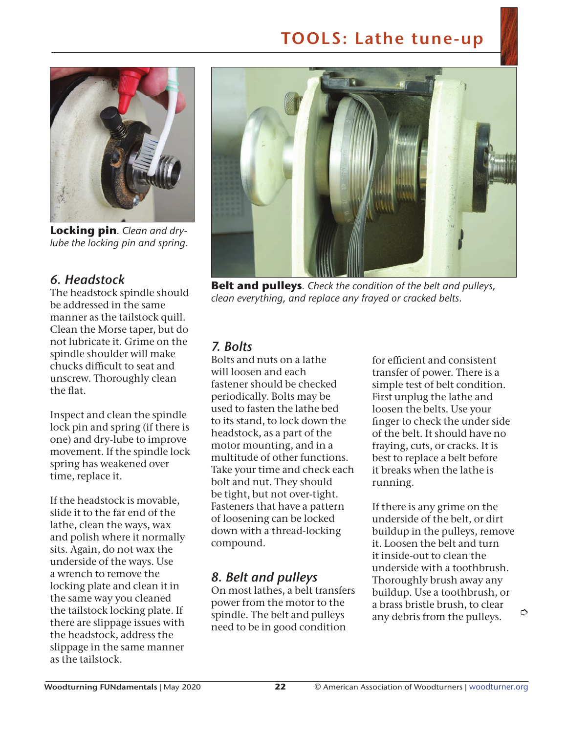**Locking pin**. *Clean and dry-lube the locking pin and spring.*

**Belt and pulleys**. *Check the condition of the belt and pulleys, clean everything, and replace any frayed or cracked belts.*

## *6. Headstock*

The headstock spindle should be addressed in the same manner as the tailstock quill. Clean the Morse taper, but do not lubricate it. Grime on the spindle shoulder will make chucks difficult to seat and unscrew. Thoroughly clean the flat.

Inspect and clean the spindle lock pin and spring (if there is one) and dry-lube to improve movement. If the spindle lock spring has weakened over time, replace it.

If the headstock is movable, slide it to the far end of the lathe, clean the ways, wax and polish where it normally sits. Again, do not wax the underside of the ways. Use a wrench to remove the locking plate and clean it in the same way you cleaned the tailstock locking plate. If there are slippage issues with the headstock, address the slippage in the same manner as the tailstock.

## *7. Bolts*

Bolts and nuts on a lathe will loosen and each fastener should be checked periodically. Bolts may be used to fasten the lathe bed to its stand, to lock down the headstock, as a part of the motor mounting, and in a multitude of other functions. Take your time and check each bolt and nut. They should be tight, but not over-tight. Fasteners that have a pattern of loosening can be locked down with a thread-locking compound.

## *8. Belt and pulleys*

On most lathes, a belt transfers power from the motor to the spindle. The belt and pulleys need to be in good condition for efficient and consistent transfer of power. There is a simple test of belt condition. First unplug the lathe and loosen the belts. Use your finger to check the under side of the belt. It should have no fraying, cuts, or cracks. It is best to replace a belt before it breaks when the lathe is running.

If there is any grime on the underside of the belt, or dirt buildup in the pulleys, remove it. Loosen the belt and turn it inside-out to clean the underside with a toothbrush. Thoroughly brush away any buildup. Use a toothbrush, or a brass bristle brush, to clear any debris from the pulleys.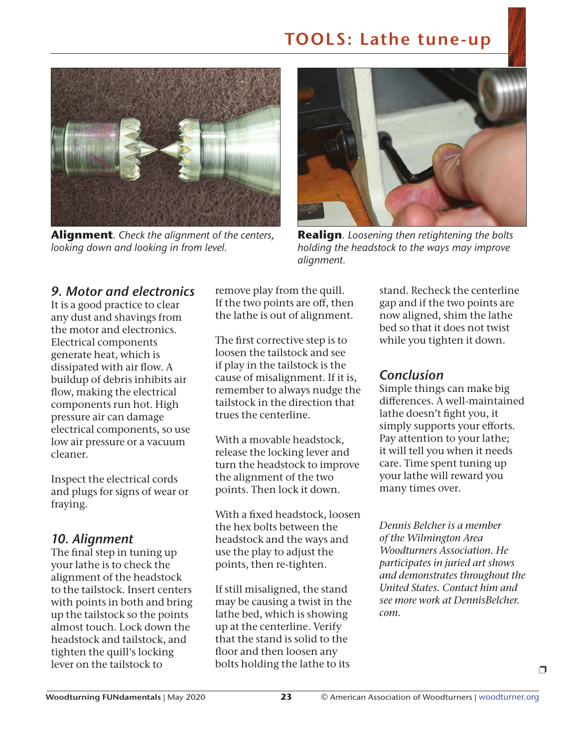**Alignment**. *Check the alignment of the centers, looking down and looking in from level.*

**Realign**. *Loosening then retightening the bolts holding the headstock to the ways may improve alignment.*

### *9. Motor and electronics*

It is a good practice to clear any dust and shavings from the motor and electronics. Electrical components generate heat, which is dissipated with air flow. A buildup of debris inhibits air flow, making the electrical components run hot. High pressure air can damage electrical components, so use low air pressure or a vacuum cleaner.

Inspect the electrical cords and plugs for signs of wear or fraying.

### *10. Alignment*

The final step in tuning up your lathe is to check the alignment of the headstock to the tailstock. Insert centers with points in both and bring up the tailstock so the points almost touch. Lock down the headstock and tailstock, and tighten the quill's locking lever on the tailstock to remove play from the quill. If the two points are off, then the lathe is out of alignment.

The first corrective step is to loosen the tailstock and see if play in the tailstock is the cause of misalignment. If it is, remember to always nudge the tailstock in the direction that trues the centerline.

With a movable headstock, release the locking lever and turn the headstock to improve the alignment of the two points. Then lock it down.

With a fixed headstock, loosen the hex bolts between the headstock and the ways and use the play to adjust the points, then re-tighten.

If still misaligned, the stand may be causing a twist in the lathe bed, which is showing up at the centerline. Verify that the stand is solid to the floor and then loosen any bolts holding the lathe to its stand. Recheck the centerline gap and if the two points are now aligned, shim the lathe bed so that it does not twist while you tighten it down.

### *Conclusion*

Simple things can make big differences. A well-maintained lathe doesn't fight you, it simply supports your efforts. Pay attention to your lathe; it will tell you when it needs care. Time spent tuning up your lathe will reward you many times over.

*Dennis Belcher is a member of the Wilmington Area Woodturners Association. He participates in juried art shows and demonstrates throughout the United States. Contact him and see more work at DennisBelcher.com.*